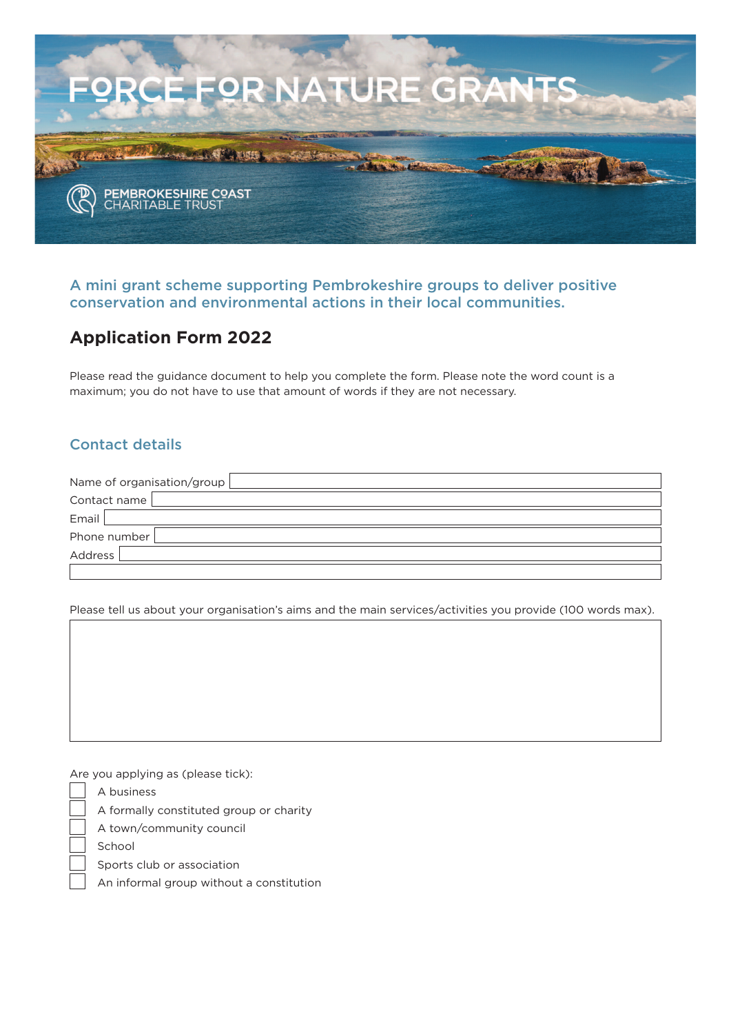# FORCE FOR NATURE GRANTS

PEMBROKESHIRE COAST CHARITABLE TRUST

## A mini grant scheme supporting Pembrokeshire groups to deliver positive conservation and environmental actions in their local communities.

## Application Form 2022

Please read the guidance document to help you complete the form. Please note the word count is a maximum; you do not have to use that amount of words if they are not necessary.

### Contact details

Name of organisation/group

Contact name

Email

Phone number

Address

Please tell us about your organisation's aims and the main services/activities you provide (100 words max).

Are you applying as (please tick):

- ☐ A business
- ☐ A formally constituted group or charity
- ☐ A town/community council
- ☐ School
- ☐ Sports club or association
- ☐ An informal group without a constitution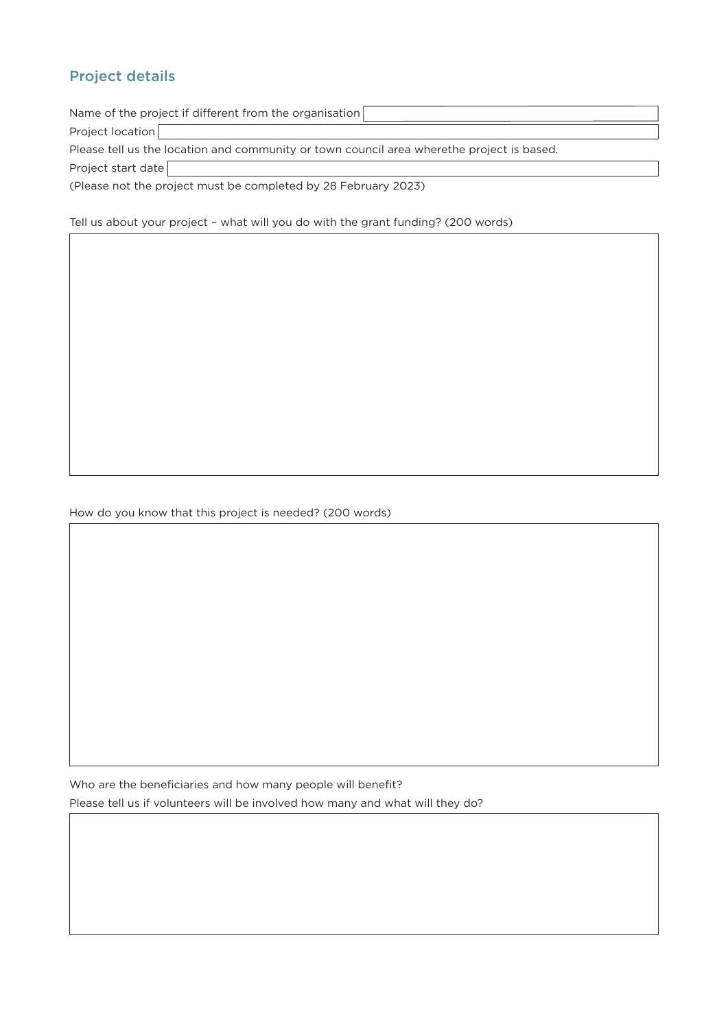## Project details

Name of the project if different from the organisation

Project location

Please tell us the location and community or town council area wherethe project is based.

Project start date

(Please not the project must be completed by 28 February 2023)

Tell us about your project – what will you do with the grant funding? (200 words)

How do you know that this project is needed? (200 words)

Who are the beneficiaries and how many people will benefit?

Please tell us if volunteers will be involved how many and what will they do?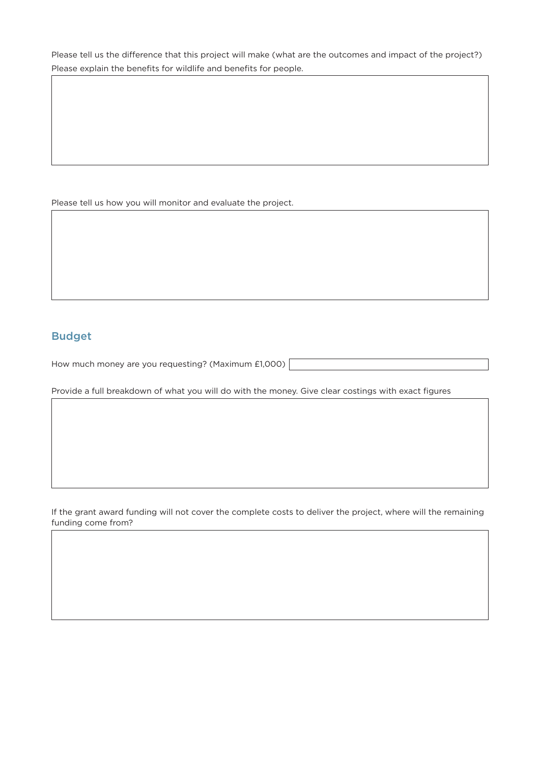Please tell us the difference that this project will make (what are the outcomes and impact of the project?)
Please explain the benefits for wildlife and benefits for people.

Please tell us how you will monitor and evaluate the project.

## Budget

How much money are you requesting? (Maximum £1,000)

Provide a full breakdown of what you will do with the money. Give clear costings with exact figures

If the grant award funding will not cover the complete costs to deliver the project, where will the remaining funding come from?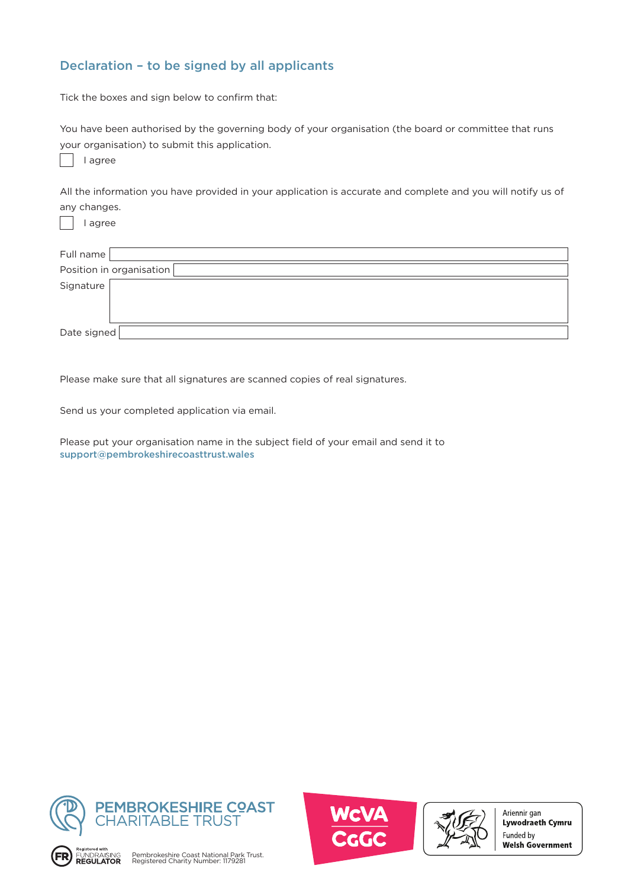## Declaration – to be signed by all applicants

Tick the boxes and sign below to confirm that:

You have been authorised by the governing body of your organisation (the board or committee that runs your organisation) to submit this application.

☐ I agree

All the information you have provided in your application is accurate and complete and you will notify us of any changes.

☐ I agree

| | |
|---|---|
| Full name | |
| Position in organisation | |
| Signature | |
| Date signed | |

Please make sure that all signatures are scanned copies of real signatures.

Send us your completed application via email.

Please put your organisation name in the subject field of your email and send it to support@pembrokeshirecoasttrust.wales

PEMBROKESHIRE COAST CHARITABLE TRUST

Registered with FUNDRAISING REGULATOR

Pembrokeshire Coast National Park Trust.
Registered Charity Number: 1179281

WCVA CGGC

Ariennir gan Lywodraeth Cymru
Funded by Welsh Government